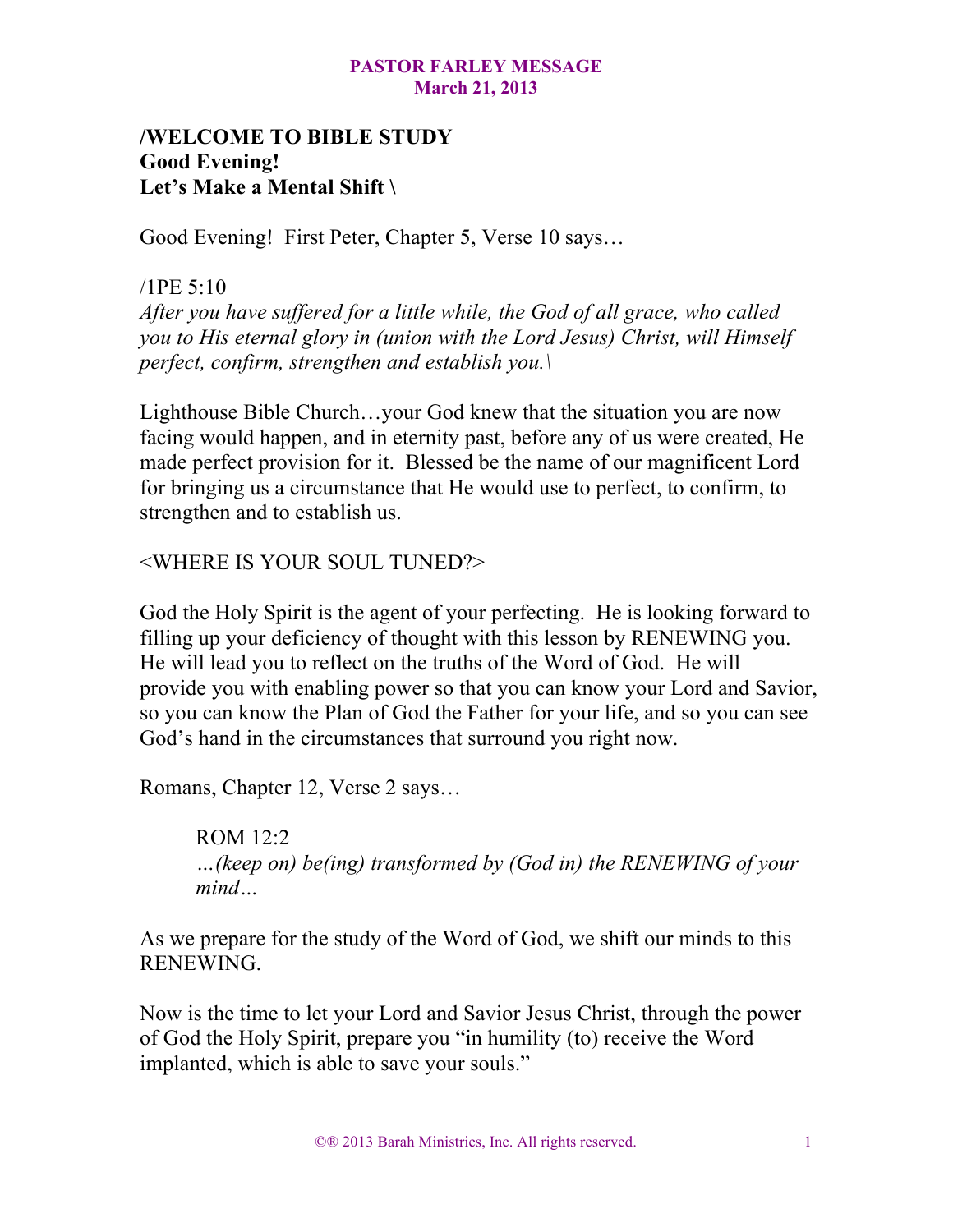**PASTOR FARLEY MESSAGE**
**March 21, 2013**

**/WELCOME TO BIBLE STUDY**
**Good Evening!**
**Let's Make a Mental Shift \**

Good Evening! First Peter, Chapter 5, Verse 10 says…

/1PE 5:10
*After you have suffered for a little while, the God of all grace, who called you to His eternal glory in (union with the Lord Jesus) Christ, will Himself perfect, confirm, strengthen and establish you.\*

Lighthouse Bible Church…your God knew that the situation you are now facing would happen, and in eternity past, before any of us were created, He made perfect provision for it. Blessed be the name of our magnificent Lord for bringing us a circumstance that He would use to perfect, to confirm, to strengthen and to establish us.

<WHERE IS YOUR SOUL TUNED?>

God the Holy Spirit is the agent of your perfecting. He is looking forward to filling up your deficiency of thought with this lesson by RENEWING you. He will lead you to reflect on the truths of the Word of God. He will provide you with enabling power so that you can know your Lord and Savior, so you can know the Plan of God the Father for your life, and so you can see God's hand in the circumstances that surround you right now.

Romans, Chapter 12, Verse 2 says…

> ROM 12:2
> *…(keep on) be(ing) transformed by (God in) the RENEWING of your mind…*

As we prepare for the study of the Word of God, we shift our minds to this RENEWING.

Now is the time to let your Lord and Savior Jesus Christ, through the power of God the Holy Spirit, prepare you "in humility (to) receive the Word implanted, which is able to save your souls."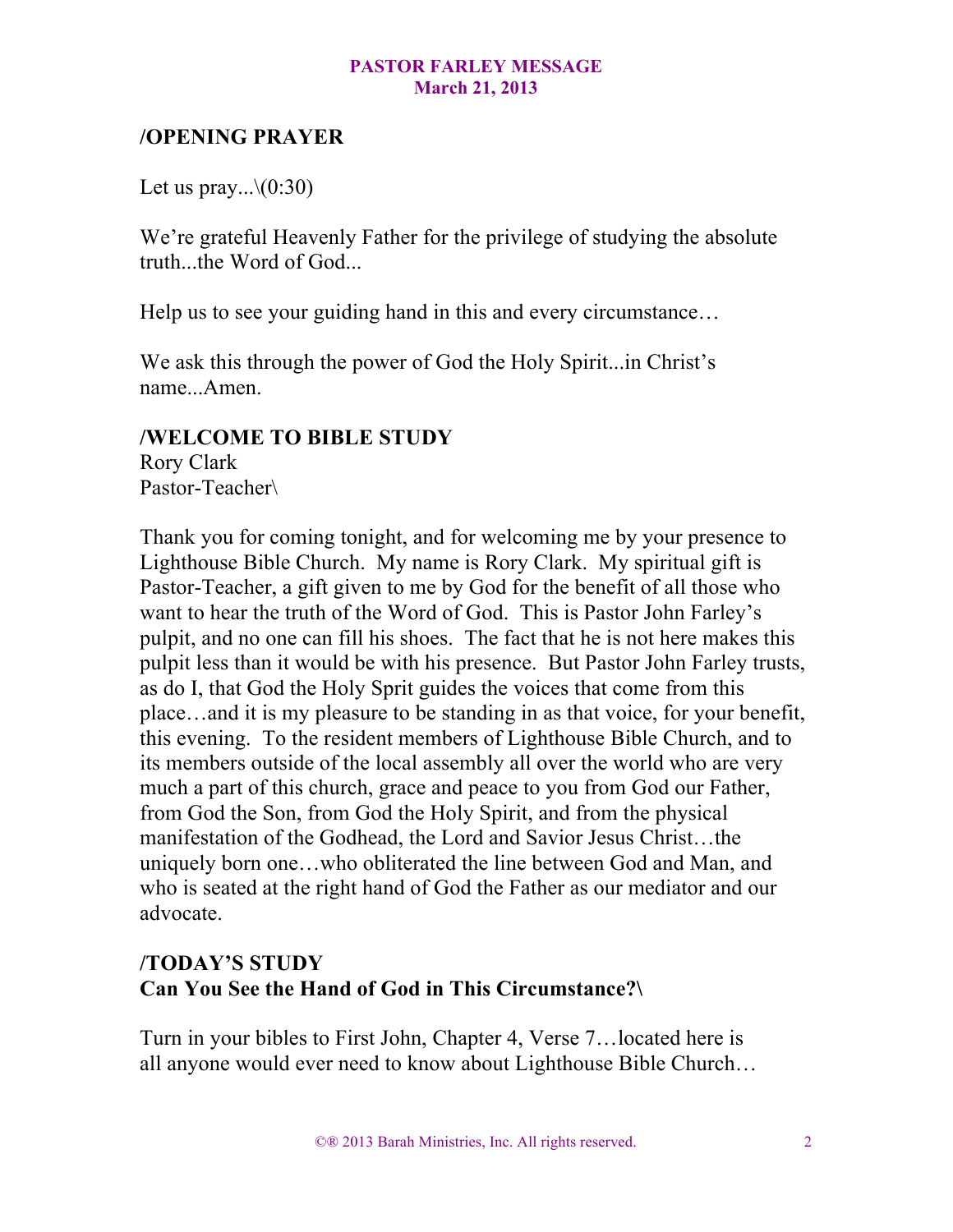## /OPENING PRAYER

Let us pray...\(0:30)

We're grateful Heavenly Father for the privilege of studying the absolute truth...the Word of God...

Help us to see your guiding hand in this and every circumstance…

We ask this through the power of God the Holy Spirit...in Christ's name...Amen.

## /WELCOME TO BIBLE STUDY

Rory Clark
Pastor-Teacher\

Thank you for coming tonight, and for welcoming me by your presence to Lighthouse Bible Church. My name is Rory Clark. My spiritual gift is Pastor-Teacher, a gift given to me by God for the benefit of all those who want to hear the truth of the Word of God. This is Pastor John Farley's pulpit, and no one can fill his shoes. The fact that he is not here makes this pulpit less than it would be with his presence. But Pastor John Farley trusts, as do I, that God the Holy Sprit guides the voices that come from this place…and it is my pleasure to be standing in as that voice, for your benefit, this evening. To the resident members of Lighthouse Bible Church, and to its members outside of the local assembly all over the world who are very much a part of this church, grace and peace to you from God our Father, from God the Son, from God the Holy Spirit, and from the physical manifestation of the Godhead, the Lord and Savior Jesus Christ…the uniquely born one…who obliterated the line between God and Man, and who is seated at the right hand of God the Father as our mediator and our advocate.

## /TODAY'S STUDY
**Can You See the Hand of God in This Circumstance?\**

Turn in your bibles to First John, Chapter 4, Verse 7…located here is all anyone would ever need to know about Lighthouse Bible Church…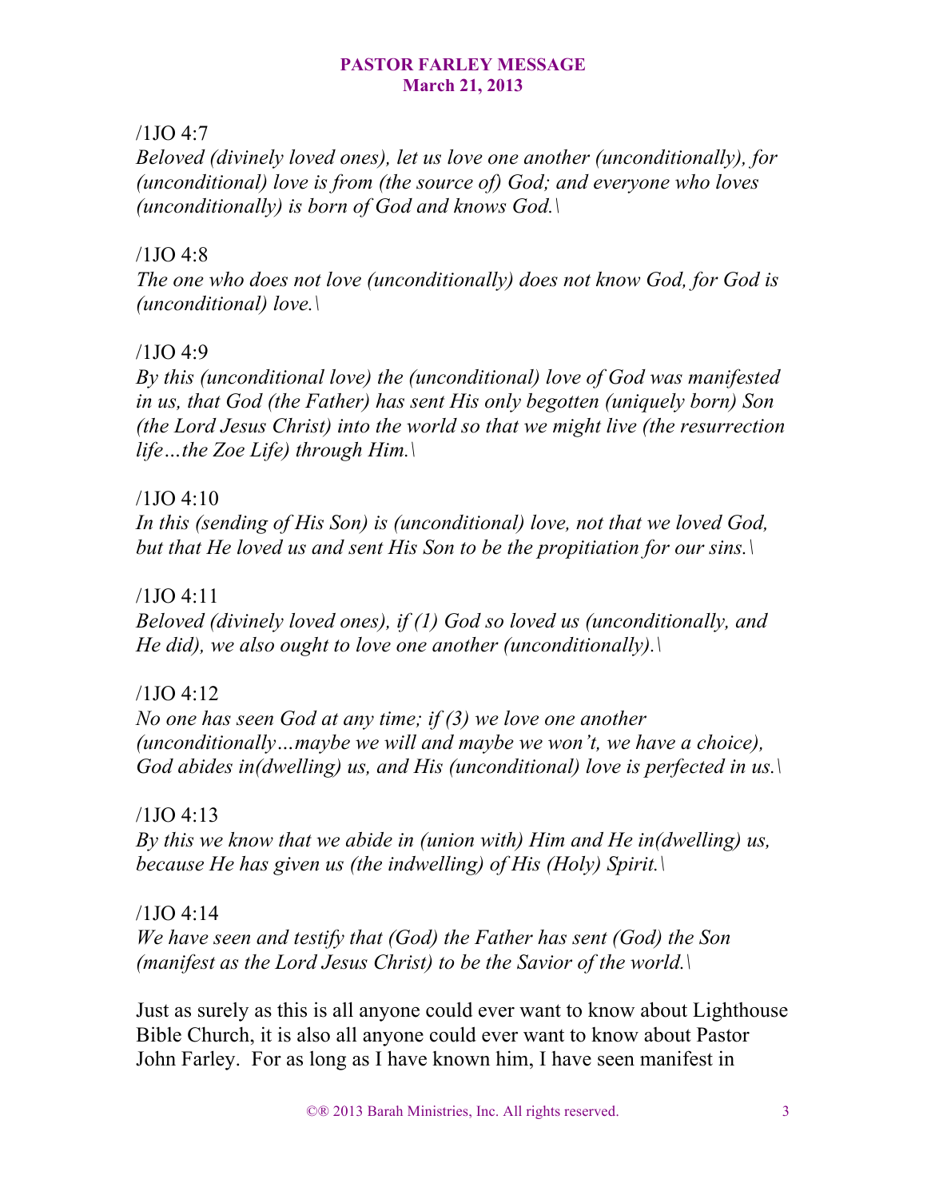/1JO 4:7

*Beloved (divinely loved ones), let us love one another (unconditionally), for (unconditional) love is from (the source of) God; and everyone who loves (unconditionally) is born of God and knows God.\*

/1JO 4:8

*The one who does not love (unconditionally) does not know God, for God is (unconditional) love.\*

/1JO 4:9

*By this (unconditional love) the (unconditional) love of God was manifested in us, that God (the Father) has sent His only begotten (uniquely born) Son (the Lord Jesus Christ) into the world so that we might live (the resurrection life…the Zoe Life) through Him.\*

/1JO 4:10

*In this (sending of His Son) is (unconditional) love, not that we loved God, but that He loved us and sent His Son to be the propitiation for our sins.\*

/1JO 4:11

*Beloved (divinely loved ones), if (1) God so loved us (unconditionally, and He did), we also ought to love one another (unconditionally).\*

/1JO 4:12

*No one has seen God at any time; if (3) we love one another (unconditionally…maybe we will and maybe we won't, we have a choice), God abides in(dwelling) us, and His (unconditional) love is perfected in us.\*

/1JO 4:13

*By this we know that we abide in (union with) Him and He in(dwelling) us, because He has given us (the indwelling) of His (Holy) Spirit.\*

/1JO 4:14

*We have seen and testify that (God) the Father has sent (God) the Son (manifest as the Lord Jesus Christ) to be the Savior of the world.\*

Just as surely as this is all anyone could ever want to know about Lighthouse Bible Church, it is also all anyone could ever want to know about Pastor John Farley. For as long as I have known him, I have seen manifest in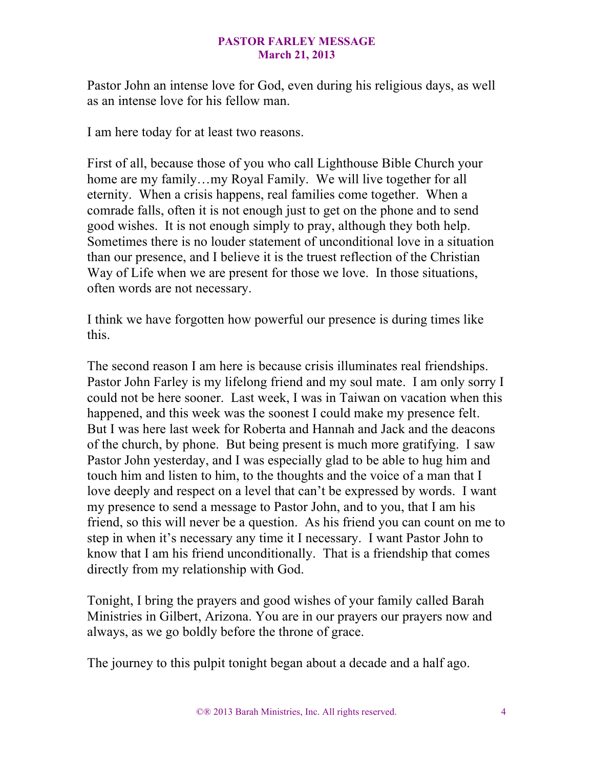Pastor John an intense love for God, even during his religious days, as well as an intense love for his fellow man.

I am here today for at least two reasons.

First of all, because those of you who call Lighthouse Bible Church your home are my family…my Royal Family. We will live together for all eternity. When a crisis happens, real families come together. When a comrade falls, often it is not enough just to get on the phone and to send good wishes. It is not enough simply to pray, although they both help. Sometimes there is no louder statement of unconditional love in a situation than our presence, and I believe it is the truest reflection of the Christian Way of Life when we are present for those we love. In those situations, often words are not necessary.

I think we have forgotten how powerful our presence is during times like this.

The second reason I am here is because crisis illuminates real friendships. Pastor John Farley is my lifelong friend and my soul mate. I am only sorry I could not be here sooner. Last week, I was in Taiwan on vacation when this happened, and this week was the soonest I could make my presence felt. But I was here last week for Roberta and Hannah and Jack and the deacons of the church, by phone. But being present is much more gratifying. I saw Pastor John yesterday, and I was especially glad to be able to hug him and touch him and listen to him, to the thoughts and the voice of a man that I love deeply and respect on a level that can't be expressed by words. I want my presence to send a message to Pastor John, and to you, that I am his friend, so this will never be a question. As his friend you can count on me to step in when it's necessary any time it I necessary. I want Pastor John to know that I am his friend unconditionally. That is a friendship that comes directly from my relationship with God.

Tonight, I bring the prayers and good wishes of your family called Barah Ministries in Gilbert, Arizona. You are in our prayers our prayers now and always, as we go boldly before the throne of grace.

The journey to this pulpit tonight began about a decade and a half ago.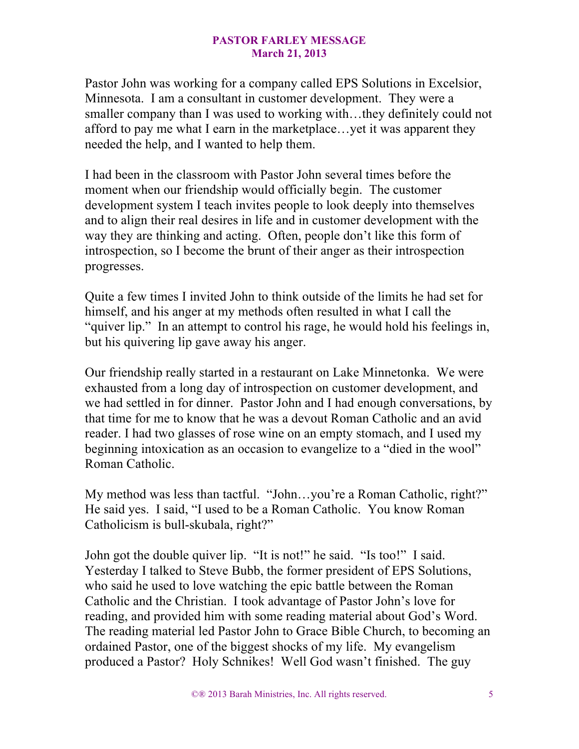Pastor John was working for a company called EPS Solutions in Excelsior, Minnesota. I am a consultant in customer development. They were a smaller company than I was used to working with…they definitely could not afford to pay me what I earn in the marketplace…yet it was apparent they needed the help, and I wanted to help them.

I had been in the classroom with Pastor John several times before the moment when our friendship would officially begin. The customer development system I teach invites people to look deeply into themselves and to align their real desires in life and in customer development with the way they are thinking and acting. Often, people don't like this form of introspection, so I become the brunt of their anger as their introspection progresses.

Quite a few times I invited John to think outside of the limits he had set for himself, and his anger at my methods often resulted in what I call the "quiver lip." In an attempt to control his rage, he would hold his feelings in, but his quivering lip gave away his anger.

Our friendship really started in a restaurant on Lake Minnetonka. We were exhausted from a long day of introspection on customer development, and we had settled in for dinner. Pastor John and I had enough conversations, by that time for me to know that he was a devout Roman Catholic and an avid reader. I had two glasses of rose wine on an empty stomach, and I used my beginning intoxication as an occasion to evangelize to a "died in the wool" Roman Catholic.

My method was less than tactful. "John…you're a Roman Catholic, right?" He said yes. I said, "I used to be a Roman Catholic. You know Roman Catholicism is bull-skubala, right?"

John got the double quiver lip. "It is not!" he said. "Is too!" I said. Yesterday I talked to Steve Bubb, the former president of EPS Solutions, who said he used to love watching the epic battle between the Roman Catholic and the Christian. I took advantage of Pastor John's love for reading, and provided him with some reading material about God's Word. The reading material led Pastor John to Grace Bible Church, to becoming an ordained Pastor, one of the biggest shocks of my life. My evangelism produced a Pastor? Holy Schnikes! Well God wasn't finished. The guy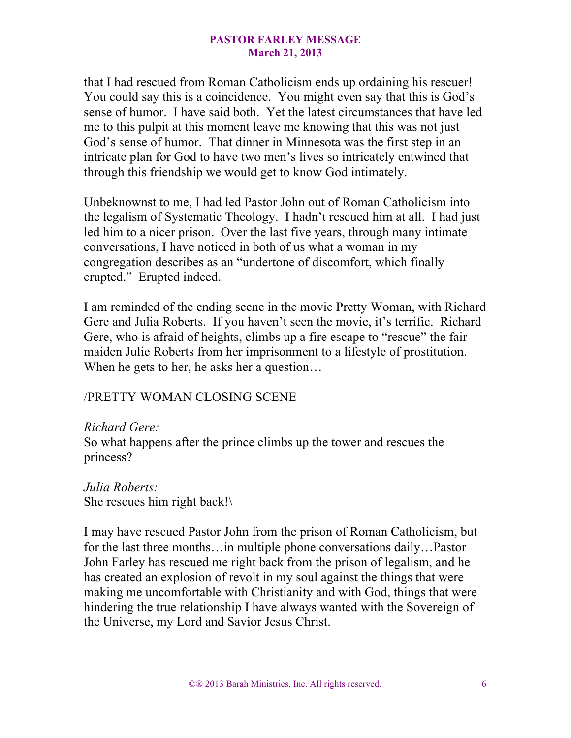that I had rescued from Roman Catholicism ends up ordaining his rescuer! You could say this is a coincidence. You might even say that this is God's sense of humor. I have said both. Yet the latest circumstances that have led me to this pulpit at this moment leave me knowing that this was not just God's sense of humor. That dinner in Minnesota was the first step in an intricate plan for God to have two men's lives so intricately entwined that through this friendship we would get to know God intimately.

Unbeknownst to me, I had led Pastor John out of Roman Catholicism into the legalism of Systematic Theology. I hadn't rescued him at all. I had just led him to a nicer prison. Over the last five years, through many intimate conversations, I have noticed in both of us what a woman in my congregation describes as an "undertone of discomfort, which finally erupted." Erupted indeed.

I am reminded of the ending scene in the movie Pretty Woman, with Richard Gere and Julia Roberts. If you haven't seen the movie, it's terrific. Richard Gere, who is afraid of heights, climbs up a fire escape to "rescue" the fair maiden Julie Roberts from her imprisonment to a lifestyle of prostitution. When he gets to her, he asks her a question…

/PRETTY WOMAN CLOSING SCENE

*Richard Gere:*
So what happens after the prince climbs up the tower and rescues the princess?

*Julia Roberts:*
She rescues him right back!\

I may have rescued Pastor John from the prison of Roman Catholicism, but for the last three months…in multiple phone conversations daily…Pastor John Farley has rescued me right back from the prison of legalism, and he has created an explosion of revolt in my soul against the things that were making me uncomfortable with Christianity and with God, things that were hindering the true relationship I have always wanted with the Sovereign of the Universe, my Lord and Savior Jesus Christ.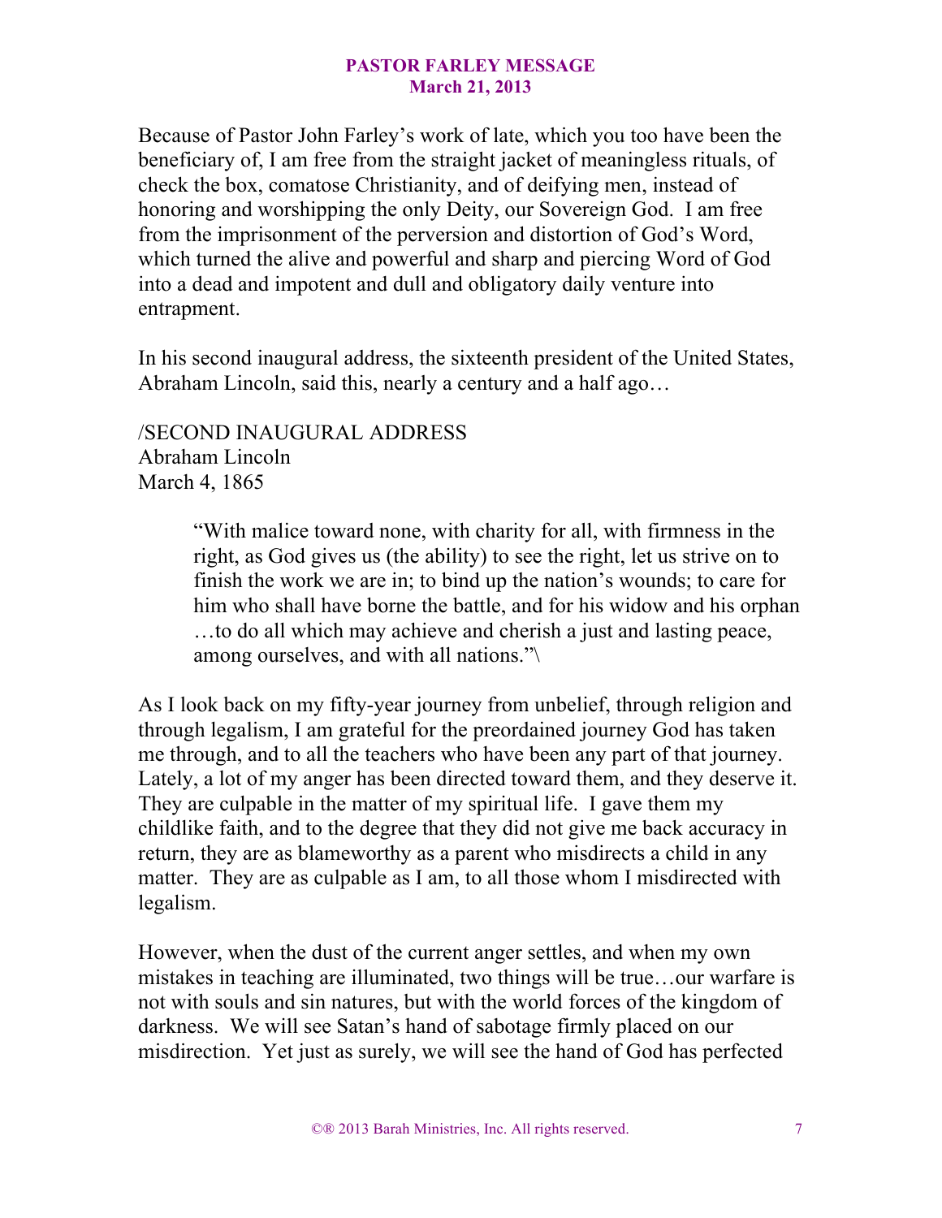Because of Pastor John Farley's work of late, which you too have been the beneficiary of, I am free from the straight jacket of meaningless rituals, of check the box, comatose Christianity, and of deifying men, instead of honoring and worshipping the only Deity, our Sovereign God. I am free from the imprisonment of the perversion and distortion of God's Word, which turned the alive and powerful and sharp and piercing Word of God into a dead and impotent and dull and obligatory daily venture into entrapment.

In his second inaugural address, the sixteenth president of the United States, Abraham Lincoln, said this, nearly a century and a half ago…

/SECOND INAUGURAL ADDRESS
Abraham Lincoln
March 4, 1865

> "With malice toward none, with charity for all, with firmness in the right, as God gives us (the ability) to see the right, let us strive on to finish the work we are in; to bind up the nation's wounds; to care for him who shall have borne the battle, and for his widow and his orphan …to do all which may achieve and cherish a just and lasting peace, among ourselves, and with all nations."\

As I look back on my fifty-year journey from unbelief, through religion and through legalism, I am grateful for the preordained journey God has taken me through, and to all the teachers who have been any part of that journey. Lately, a lot of my anger has been directed toward them, and they deserve it. They are culpable in the matter of my spiritual life. I gave them my childlike faith, and to the degree that they did not give me back accuracy in return, they are as blameworthy as a parent who misdirects a child in any matter. They are as culpable as I am, to all those whom I misdirected with legalism.

However, when the dust of the current anger settles, and when my own mistakes in teaching are illuminated, two things will be true…our warfare is not with souls and sin natures, but with the world forces of the kingdom of darkness. We will see Satan's hand of sabotage firmly placed on our misdirection. Yet just as surely, we will see the hand of God has perfected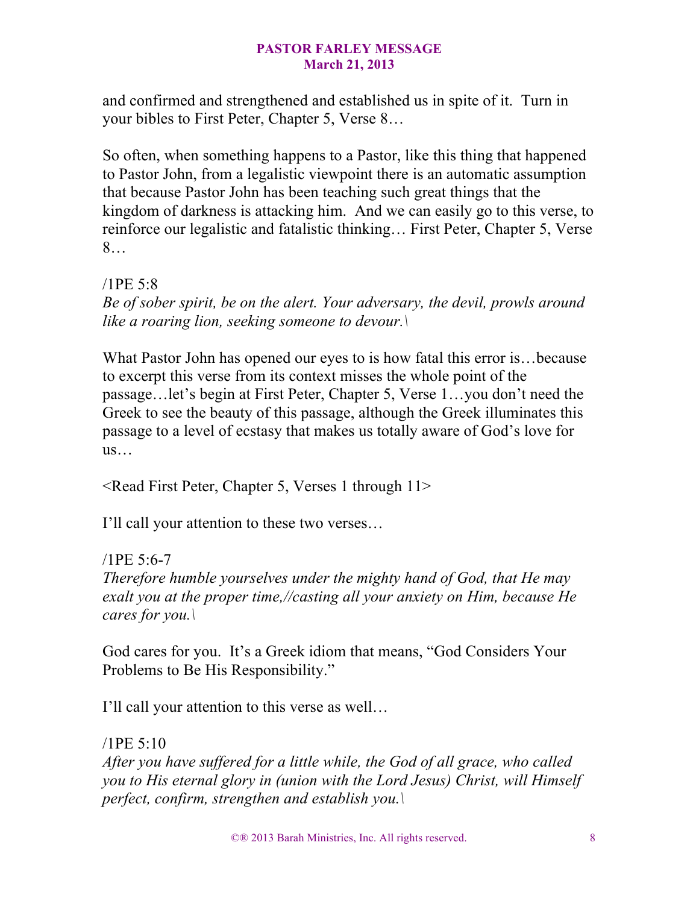and confirmed and strengthened and established us in spite of it. Turn in your bibles to First Peter, Chapter 5, Verse 8…

So often, when something happens to a Pastor, like this thing that happened to Pastor John, from a legalistic viewpoint there is an automatic assumption that because Pastor John has been teaching such great things that the kingdom of darkness is attacking him. And we can easily go to this verse, to reinforce our legalistic and fatalistic thinking… First Peter, Chapter 5, Verse 8…

/1PE 5:8
*Be of sober spirit, be on the alert. Your adversary, the devil, prowls around like a roaring lion, seeking someone to devour.\*

What Pastor John has opened our eyes to is how fatal this error is…because to excerpt this verse from its context misses the whole point of the passage…let's begin at First Peter, Chapter 5, Verse 1…you don't need the Greek to see the beauty of this passage, although the Greek illuminates this passage to a level of ecstasy that makes us totally aware of God's love for us…

<Read First Peter, Chapter 5, Verses 1 through 11>

I'll call your attention to these two verses…

/1PE 5:6-7
*Therefore humble yourselves under the mighty hand of God, that He may exalt you at the proper time,//casting all your anxiety on Him, because He cares for you.\*

God cares for you. It's a Greek idiom that means, "God Considers Your Problems to Be His Responsibility."

I'll call your attention to this verse as well…

/1PE 5:10
*After you have suffered for a little while, the God of all grace, who called you to His eternal glory in (union with the Lord Jesus) Christ, will Himself perfect, confirm, strengthen and establish you.\*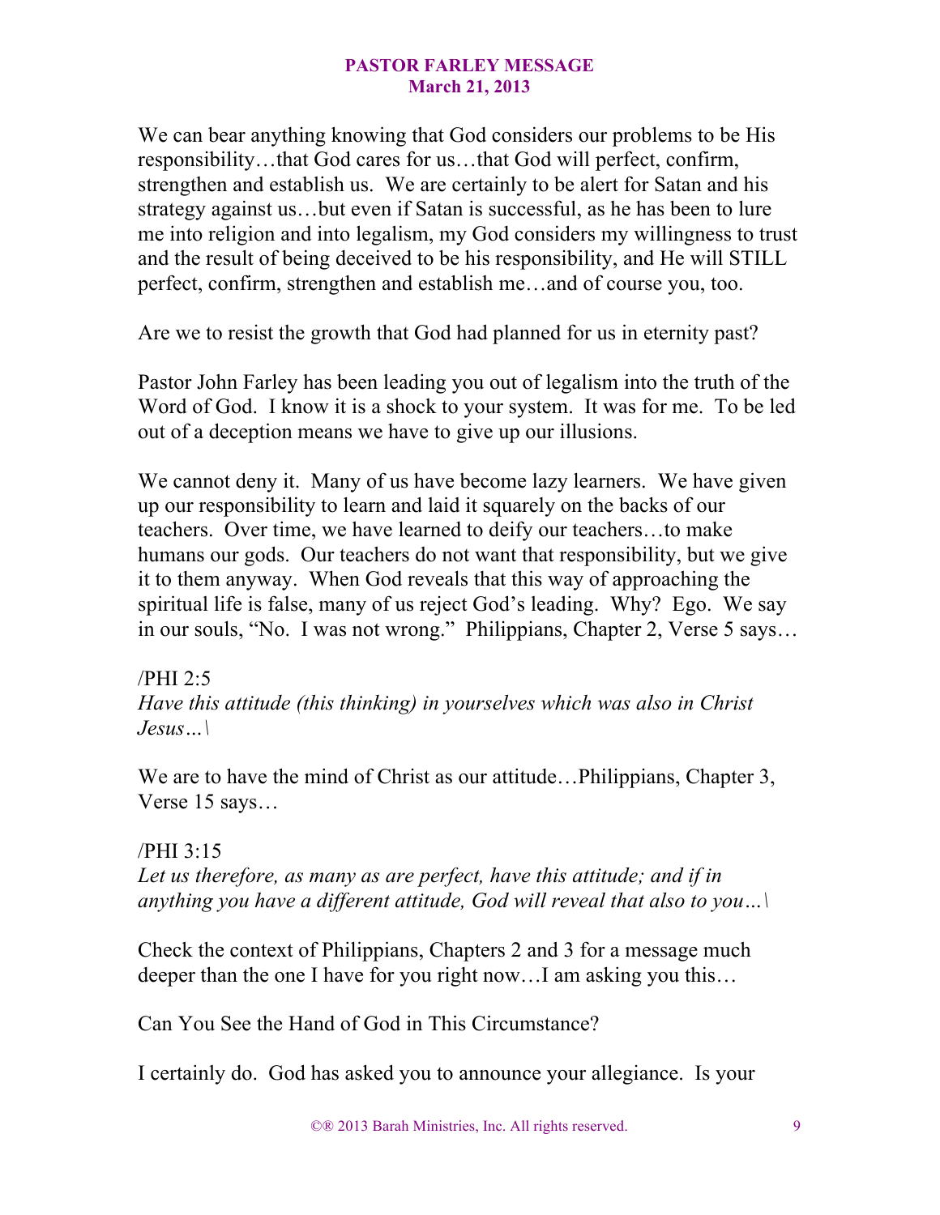We can bear anything knowing that God considers our problems to be His responsibility…that God cares for us…that God will perfect, confirm, strengthen and establish us. We are certainly to be alert for Satan and his strategy against us…but even if Satan is successful, as he has been to lure me into religion and into legalism, my God considers my willingness to trust and the result of being deceived to be his responsibility, and He will STILL perfect, confirm, strengthen and establish me…and of course you, too.

Are we to resist the growth that God had planned for us in eternity past?

Pastor John Farley has been leading you out of legalism into the truth of the Word of God. I know it is a shock to your system. It was for me. To be led out of a deception means we have to give up our illusions.

We cannot deny it. Many of us have become lazy learners. We have given up our responsibility to learn and laid it squarely on the backs of our teachers. Over time, we have learned to deify our teachers…to make humans our gods. Our teachers do not want that responsibility, but we give it to them anyway. When God reveals that this way of approaching the spiritual life is false, many of us reject God's leading. Why? Ego. We say in our souls, "No. I was not wrong." Philippians, Chapter 2, Verse 5 says…

/PHI 2:5
*Have this attitude (this thinking) in yourselves which was also in Christ Jesus…\*

We are to have the mind of Christ as our attitude…Philippians, Chapter 3, Verse 15 says…

/PHI 3:15
*Let us therefore, as many as are perfect, have this attitude; and if in anything you have a different attitude, God will reveal that also to you…\*

Check the context of Philippians, Chapters 2 and 3 for a message much deeper than the one I have for you right now…I am asking you this…

Can You See the Hand of God in This Circumstance?

I certainly do. God has asked you to announce your allegiance. Is your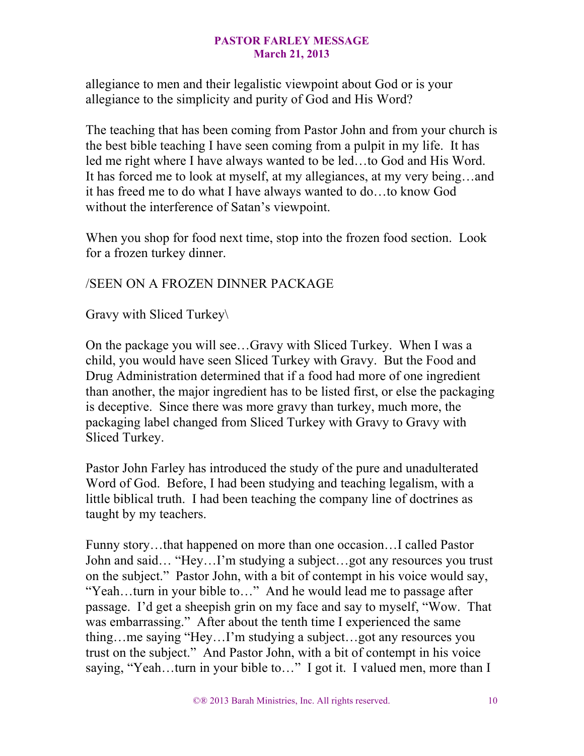allegiance to men and their legalistic viewpoint about God or is your allegiance to the simplicity and purity of God and His Word?

The teaching that has been coming from Pastor John and from your church is the best bible teaching I have seen coming from a pulpit in my life. It has led me right where I have always wanted to be led…to God and His Word. It has forced me to look at myself, at my allegiances, at my very being…and it has freed me to do what I have always wanted to do…to know God without the interference of Satan's viewpoint.

When you shop for food next time, stop into the frozen food section. Look for a frozen turkey dinner.

/SEEN ON A FROZEN DINNER PACKAGE

Gravy with Sliced Turkey\

On the package you will see…Gravy with Sliced Turkey. When I was a child, you would have seen Sliced Turkey with Gravy. But the Food and Drug Administration determined that if a food had more of one ingredient than another, the major ingredient has to be listed first, or else the packaging is deceptive. Since there was more gravy than turkey, much more, the packaging label changed from Sliced Turkey with Gravy to Gravy with Sliced Turkey.

Pastor John Farley has introduced the study of the pure and unadulterated Word of God. Before, I had been studying and teaching legalism, with a little biblical truth. I had been teaching the company line of doctrines as taught by my teachers.

Funny story…that happened on more than one occasion…I called Pastor John and said… "Hey…I'm studying a subject…got any resources you trust on the subject." Pastor John, with a bit of contempt in his voice would say, "Yeah…turn in your bible to…" And he would lead me to passage after passage. I'd get a sheepish grin on my face and say to myself, "Wow. That was embarrassing." After about the tenth time I experienced the same thing…me saying "Hey…I'm studying a subject…got any resources you trust on the subject." And Pastor John, with a bit of contempt in his voice saying, "Yeah…turn in your bible to…" I got it. I valued men, more than I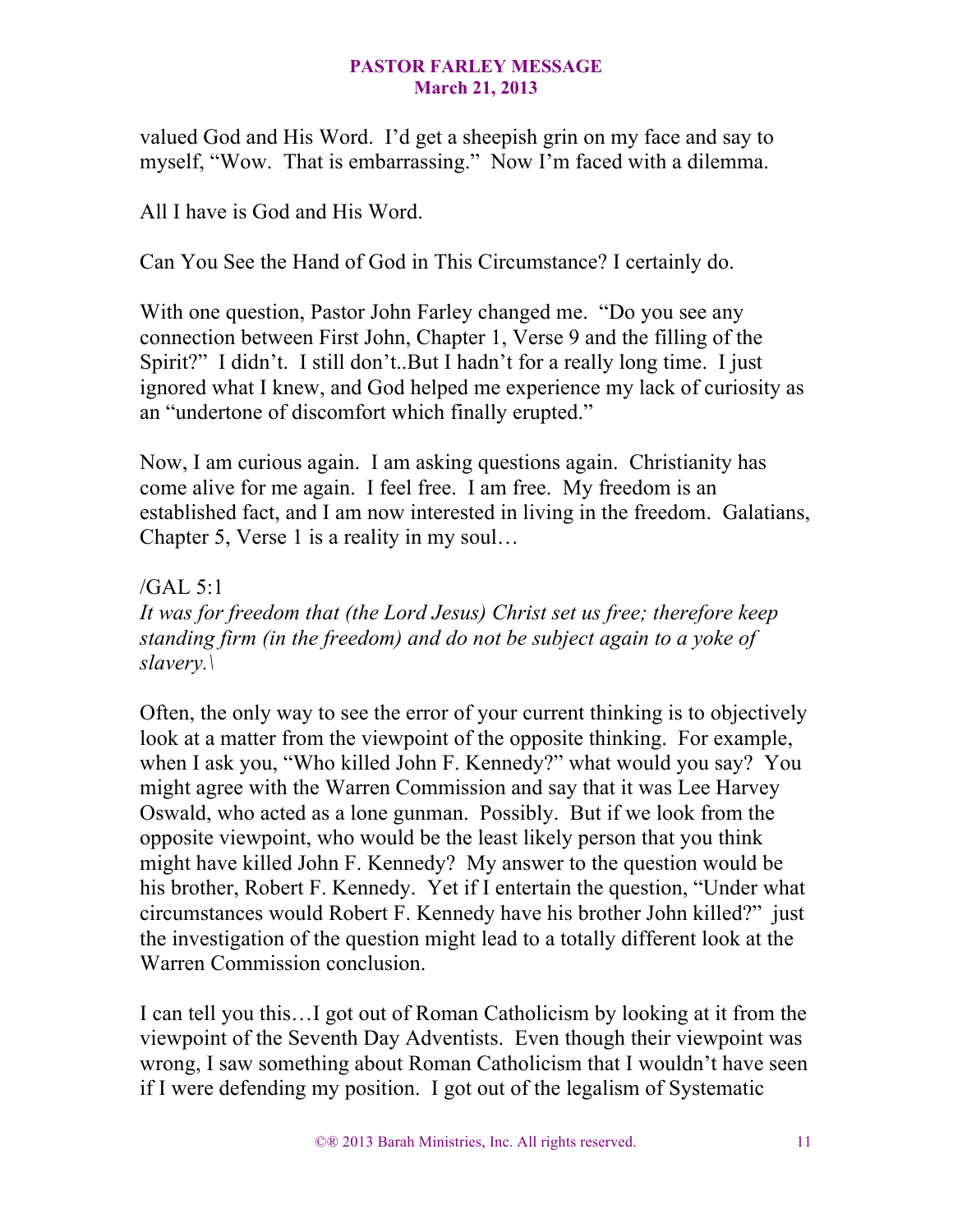valued God and His Word. I'd get a sheepish grin on my face and say to myself, "Wow. That is embarrassing." Now I'm faced with a dilemma.

All I have is God and His Word.

Can You See the Hand of God in This Circumstance? I certainly do.

With one question, Pastor John Farley changed me. "Do you see any connection between First John, Chapter 1, Verse 9 and the filling of the Spirit?" I didn't. I still don't..But I hadn't for a really long time. I just ignored what I knew, and God helped me experience my lack of curiosity as an "undertone of discomfort which finally erupted."

Now, I am curious again. I am asking questions again. Christianity has come alive for me again. I feel free. I am free. My freedom is an established fact, and I am now interested in living in the freedom. Galatians, Chapter 5, Verse 1 is a reality in my soul…

/GAL 5:1
*It was for freedom that (the Lord Jesus) Christ set us free; therefore keep standing firm (in the freedom) and do not be subject again to a yoke of slavery.\*

Often, the only way to see the error of your current thinking is to objectively look at a matter from the viewpoint of the opposite thinking. For example, when I ask you, "Who killed John F. Kennedy?" what would you say? You might agree with the Warren Commission and say that it was Lee Harvey Oswald, who acted as a lone gunman. Possibly. But if we look from the opposite viewpoint, who would be the least likely person that you think might have killed John F. Kennedy? My answer to the question would be his brother, Robert F. Kennedy. Yet if I entertain the question, "Under what circumstances would Robert F. Kennedy have his brother John killed?" just the investigation of the question might lead to a totally different look at the Warren Commission conclusion.

I can tell you this…I got out of Roman Catholicism by looking at it from the viewpoint of the Seventh Day Adventists. Even though their viewpoint was wrong, I saw something about Roman Catholicism that I wouldn't have seen if I were defending my position. I got out of the legalism of Systematic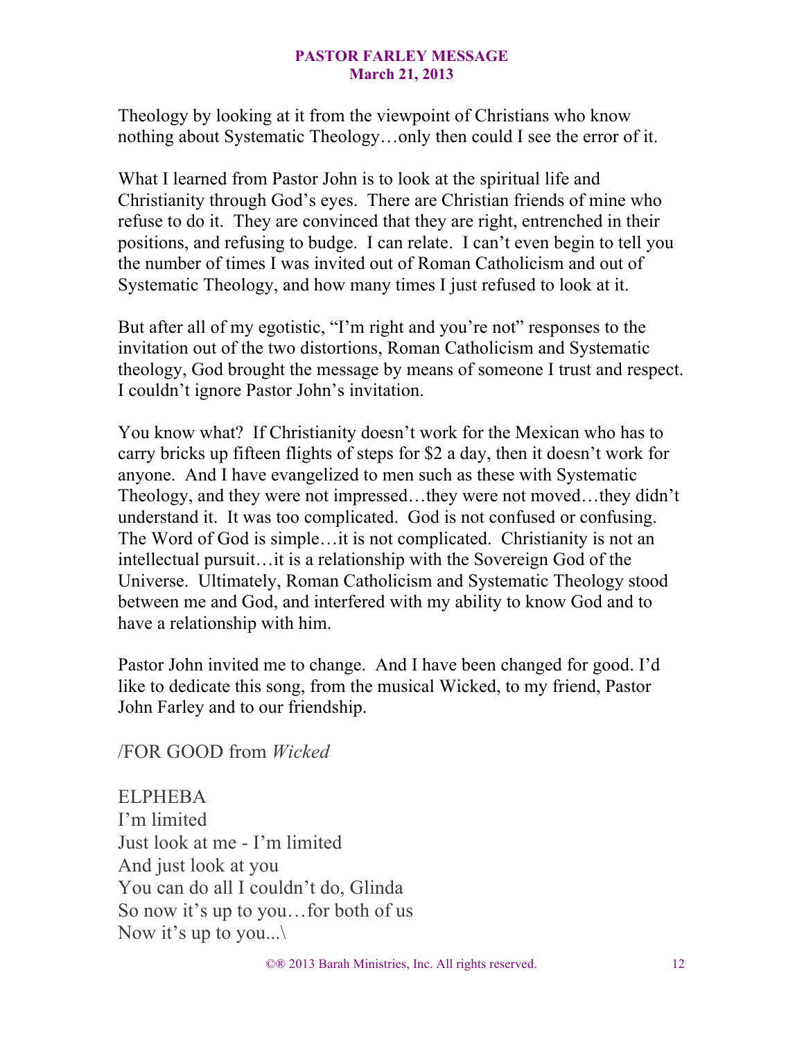Theology by looking at it from the viewpoint of Christians who know nothing about Systematic Theology…only then could I see the error of it.

What I learned from Pastor John is to look at the spiritual life and Christianity through God's eyes. There are Christian friends of mine who refuse to do it. They are convinced that they are right, entrenched in their positions, and refusing to budge. I can relate. I can't even begin to tell you the number of times I was invited out of Roman Catholicism and out of Systematic Theology, and how many times I just refused to look at it.

But after all of my egotistic, "I'm right and you're not" responses to the invitation out of the two distortions, Roman Catholicism and Systematic theology, God brought the message by means of someone I trust and respect. I couldn't ignore Pastor John's invitation.

You know what? If Christianity doesn't work for the Mexican who has to carry bricks up fifteen flights of steps for $2 a day, then it doesn't work for anyone. And I have evangelized to men such as these with Systematic Theology, and they were not impressed…they were not moved…they didn't understand it. It was too complicated. God is not confused or confusing. The Word of God is simple…it is not complicated. Christianity is not an intellectual pursuit…it is a relationship with the Sovereign God of the Universe. Ultimately, Roman Catholicism and Systematic Theology stood between me and God, and interfered with my ability to know God and to have a relationship with him.

Pastor John invited me to change. And I have been changed for good. I'd like to dedicate this song, from the musical Wicked, to my friend, Pastor John Farley and to our friendship.

/FOR GOOD from *Wicked*

ELPHEBA
I'm limited
Just look at me - I'm limited
And just look at you
You can do all I couldn't do, Glinda
So now it's up to you…for both of us
Now it's up to you...\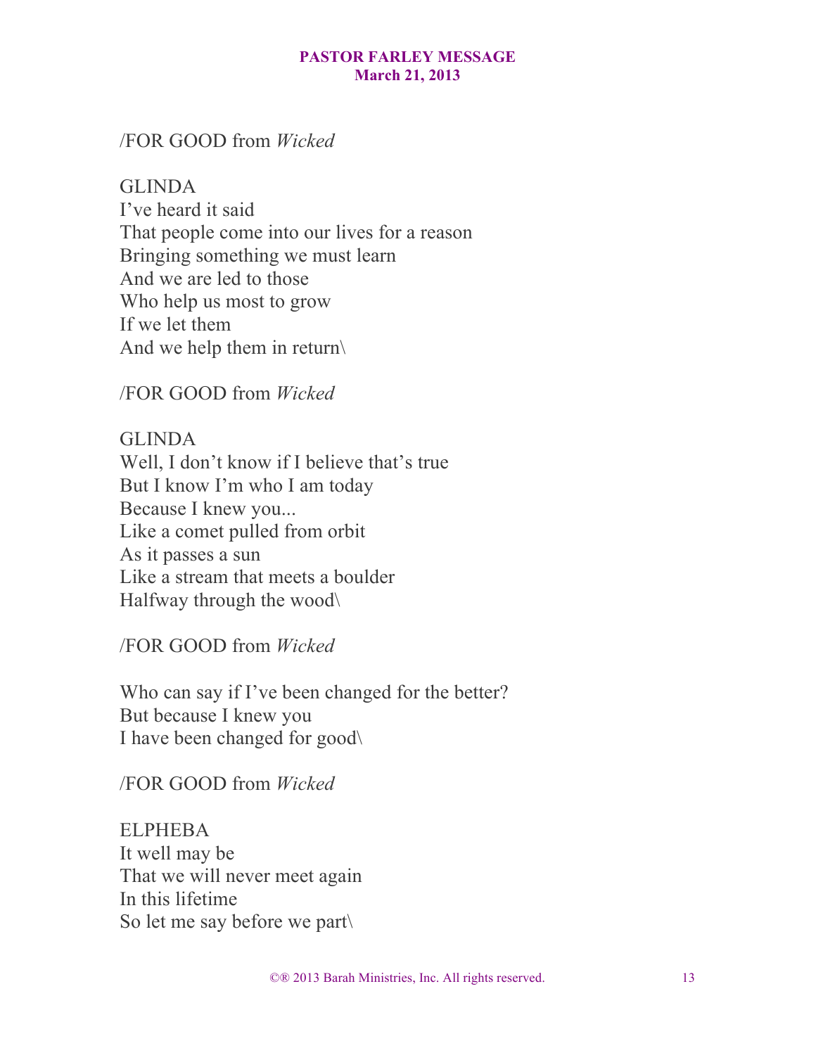/FOR GOOD from *Wicked*

GLINDA
I've heard it said
That people come into our lives for a reason
Bringing something we must learn
And we are led to those
Who help us most to grow
If we let them
And we help them in return\

/FOR GOOD from *Wicked*

GLINDA
Well, I don't know if I believe that's true
But I know I'm who I am today
Because I knew you...
Like a comet pulled from orbit
As it passes a sun
Like a stream that meets a boulder
Halfway through the wood\

/FOR GOOD from *Wicked*

Who can say if I've been changed for the better?
But because I knew you
I have been changed for good\

/FOR GOOD from *Wicked*

ELPHEBA
It well may be
That we will never meet again
In this lifetime
So let me say before we part\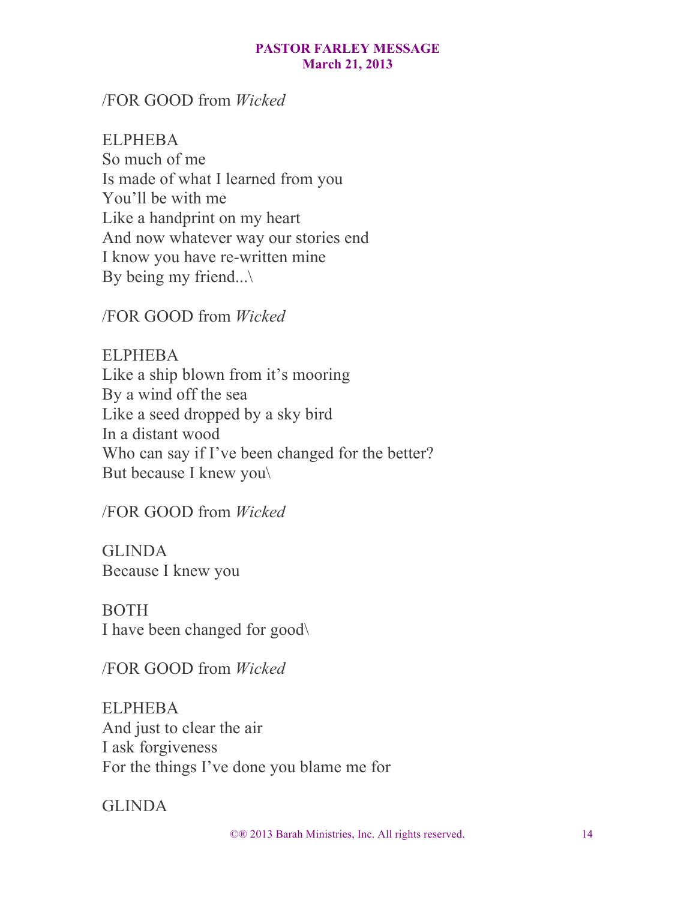/FOR GOOD from *Wicked*

ELPHEBA
So much of me
Is made of what I learned from you
You'll be with me
Like a handprint on my heart
And now whatever way our stories end
I know you have re-written mine
By being my friend...\

/FOR GOOD from *Wicked*

ELPHEBA
Like a ship blown from it's mooring
By a wind off the sea
Like a seed dropped by a sky bird
In a distant wood
Who can say if I've been changed for the better?
But because I knew you\

/FOR GOOD from *Wicked*

GLINDA
Because I knew you

BOTH
I have been changed for good\

/FOR GOOD from *Wicked*

ELPHEBA
And just to clear the air
I ask forgiveness
For the things I've done you blame me for

GLINDA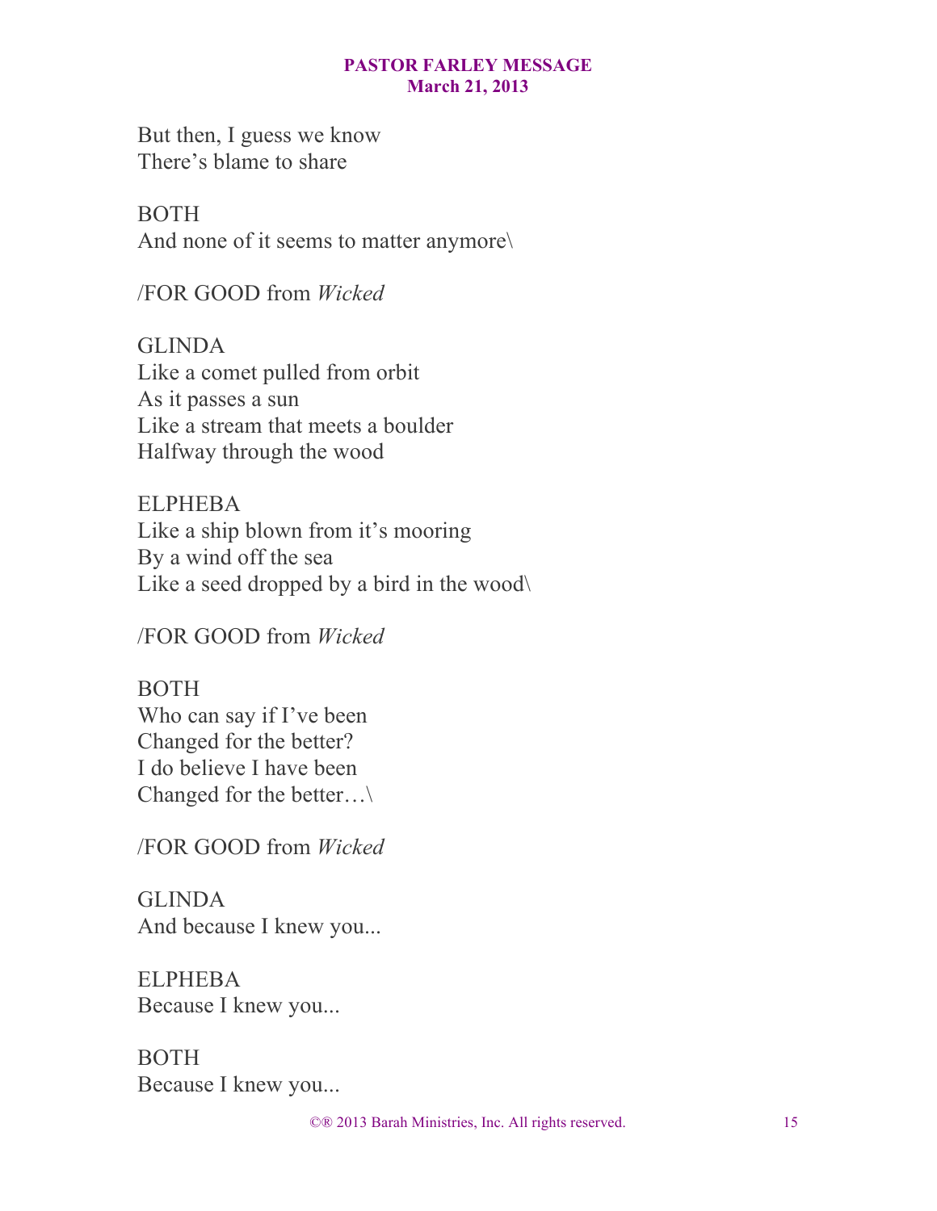But then, I guess we know
There's blame to share

BOTH
And none of it seems to matter anymore\

/FOR GOOD from *Wicked*

GLINDA
Like a comet pulled from orbit
As it passes a sun
Like a stream that meets a boulder
Halfway through the wood

ELPHEBA
Like a ship blown from it's mooring
By a wind off the sea
Like a seed dropped by a bird in the wood\

/FOR GOOD from *Wicked*

BOTH
Who can say if I've been
Changed for the better?
I do believe I have been
Changed for the better…\

/FOR GOOD from *Wicked*

GLINDA
And because I knew you...

ELPHEBA
Because I knew you...

BOTH
Because I knew you...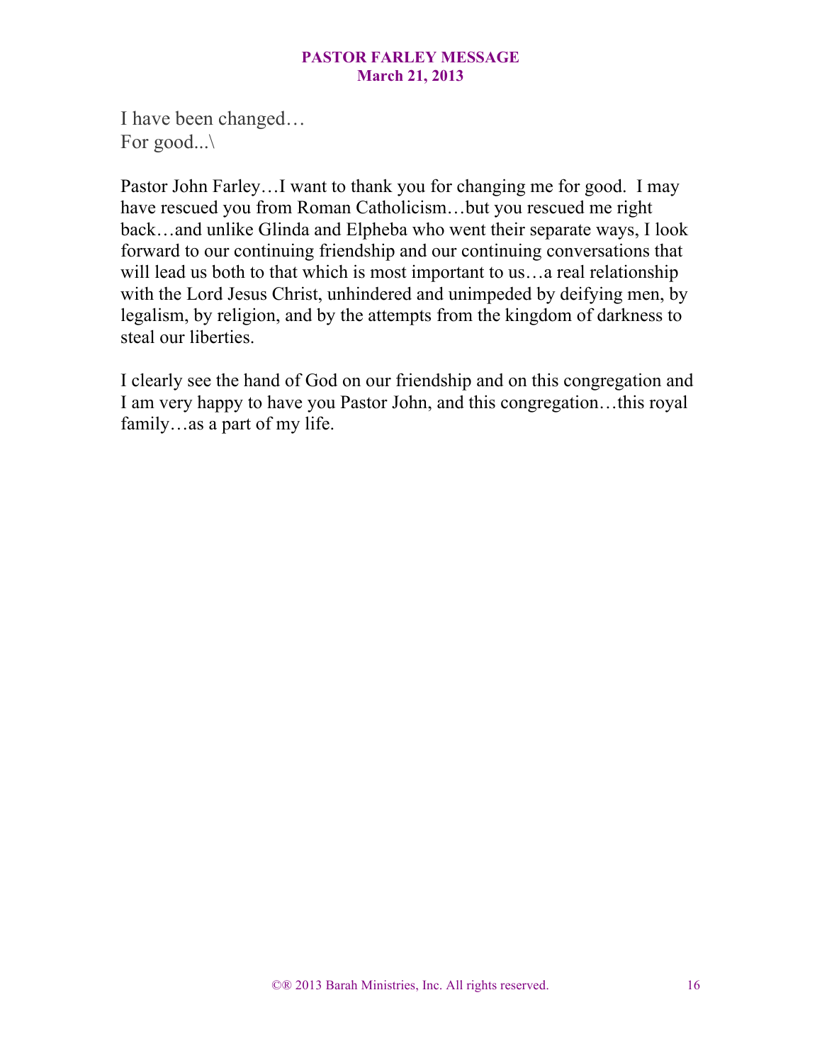I have been changed…
For good...\

Pastor John Farley…I want to thank you for changing me for good. I may have rescued you from Roman Catholicism…but you rescued me right back…and unlike Glinda and Elpheba who went their separate ways, I look forward to our continuing friendship and our continuing conversations that will lead us both to that which is most important to us…a real relationship with the Lord Jesus Christ, unhindered and unimpeded by deifying men, by legalism, by religion, and by the attempts from the kingdom of darkness to steal our liberties.

I clearly see the hand of God on our friendship and on this congregation and I am very happy to have you Pastor John, and this congregation…this royal family…as a part of my life.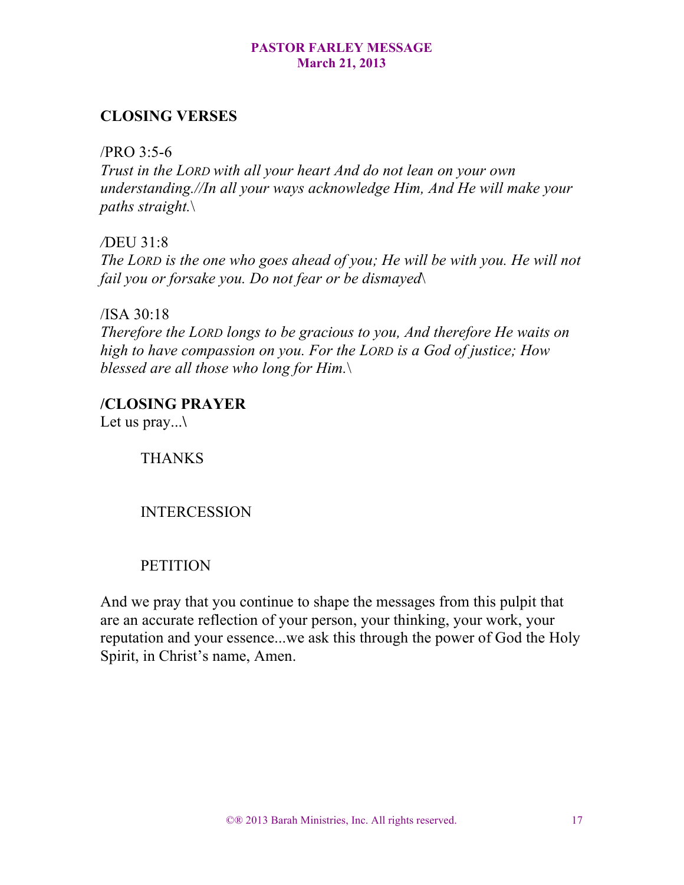## CLOSING VERSES

/PRO 3:5-6
*Trust in the LORD with all your heart And do not lean on your own understanding.//In all your ways acknowledge Him, And He will make your paths straight.\*

/DEU 31:8
*The LORD is the one who goes ahead of you; He will be with you. He will not fail you or forsake you. Do not fear or be dismayed\*

/ISA 30:18
*Therefore the LORD longs to be gracious to you, And therefore He waits on high to have compassion on you. For the LORD is a God of justice; How blessed are all those who long for Him.\*

**/CLOSING PRAYER**
Let us pray...\

THANKS

INTERCESSION

PETITION

And we pray that you continue to shape the messages from this pulpit that are an accurate reflection of your person, your thinking, your work, your reputation and your essence...we ask this through the power of God the Holy Spirit, in Christ's name, Amen.